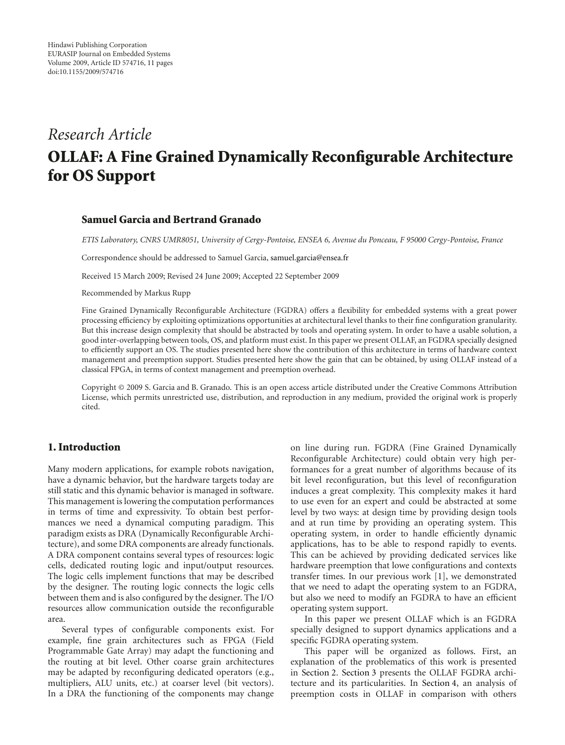Hindawi Publishing Corporation
EURASIP Journal on Embedded Systems
Volume 2009, Article ID 574716, 11 pages
doi:10.1155/2009/574716

*Research Article*

# OLLAF: A Fine Grained Dynamically Reconfigurable Architecture for OS Support

**Samuel Garcia and Bertrand Granado**

*ETIS Laboratory, CNRS UMR8051, University of Cergy-Pontoise, ENSEA 6, Avenue du Ponceau, F 95000 Cergy-Pontoise, France*

Correspondence should be addressed to Samuel Garcia, samuel.garcia@ensea.fr

Received 15 March 2009; Revised 24 June 2009; Accepted 22 September 2009

Recommended by Markus Rupp

Fine Grained Dynamically Reconfigurable Architecture (FGDRA) offers a flexibility for embedded systems with a great power processing efficiency by exploiting optimizations opportunities at architectural level thanks to their fine configuration granularity. But this increase design complexity that should be abstracted by tools and operating system. In order to have a usable solution, a good inter-overlapping between tools, OS, and platform must exist. In this paper we present OLLAF, an FGDRA specially designed to efficiently support an OS. The studies presented here show the contribution of this architecture in terms of hardware context management and preemption support. Studies presented here show the gain that can be obtained, by using OLLAF instead of a classical FPGA, in terms of context management and preemption overhead.

Copyright © 2009 S. Garcia and B. Granado. This is an open access article distributed under the Creative Commons Attribution License, which permits unrestricted use, distribution, and reproduction in any medium, provided the original work is properly cited.

## 1. Introduction

Many modern applications, for example robots navigation, have a dynamic behavior, but the hardware targets today are still static and this dynamic behavior is managed in software. This management is lowering the computation performances in terms of time and expressivity. To obtain best performances we need a dynamical computing paradigm. This paradigm exists as DRA (Dynamically Reconfigurable Architecture), and some DRA components are already functionals. A DRA component contains several types of resources: logic cells, dedicated routing logic and input/output resources. The logic cells implement functions that may be described by the designer. The routing logic connects the logic cells between them and is also configured by the designer. The I/O resources allow communication outside the reconfigurable area.

Several types of configurable components exist. For example, fine grain architectures such as FPGA (Field Programmable Gate Array) may adapt the functioning and the routing at bit level. Other coarse grain architectures may be adapted by reconfiguring dedicated operators (e.g., multipliers, ALU units, etc.) at coarser level (bit vectors). In a DRA the functioning of the components may change on line during run. FGDRA (Fine Grained Dynamically Reconfigurable Architecture) could obtain very high performances for a great number of algorithms because of its bit level reconfiguration, but this level of reconfiguration induces a great complexity. This complexity makes it hard to use even for an expert and could be abstracted at some level by two ways: at design time by providing design tools and at run time by providing an operating system. This operating system, in order to handle efficiently dynamic applications, has to be able to respond rapidly to events. This can be achieved by providing dedicated services like hardware preemption that lowe configurations and contexts transfer times. In our previous work [1], we demonstrated that we need to adapt the operating system to an FGDRA, but also we need to modify an FGDRA to have an efficient operating system support.

In this paper we present OLLAF which is an FGDRA specially designed to support dynamics applications and a specific FGDRA operating system.

This paper will be organized as follows. First, an explanation of the problematics of this work is presented in Section 2. Section 3 presents the OLLAF FGDRA architecture and its particularities. In Section 4, an analysis of preemption costs in OLLAF in comparison with others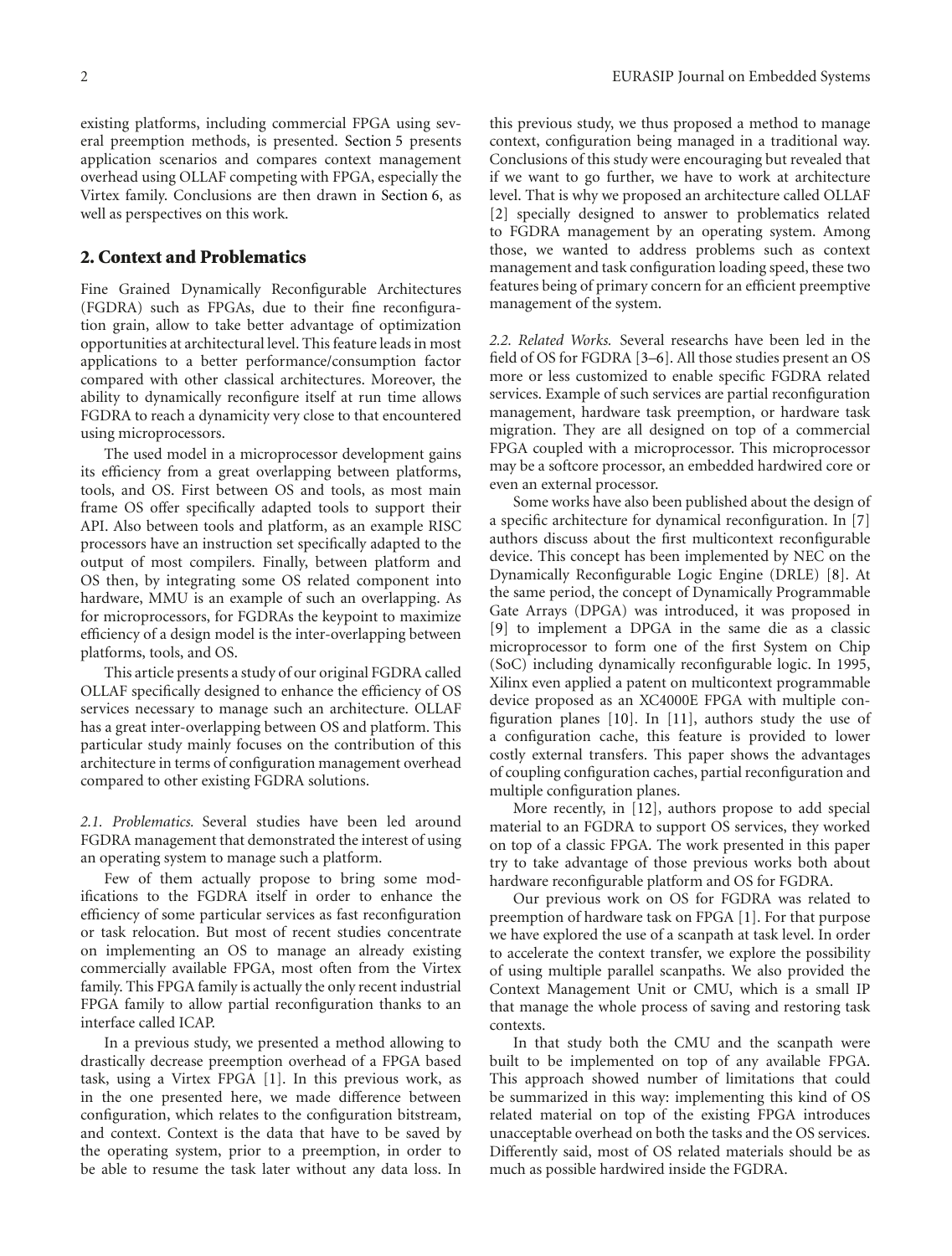existing platforms, including commercial FPGA using several preemption methods, is presented. Section 5 presents application scenarios and compares context management overhead using OLLAF competing with FPGA, especially the Virtex family. Conclusions are then drawn in Section 6, as well as perspectives on this work.

## 2. Context and Problematics

Fine Grained Dynamically Reconfigurable Architectures (FGDRA) such as FPGAs, due to their fine reconfiguration grain, allow to take better advantage of optimization opportunities at architectural level. This feature leads in most applications to a better performance/consumption factor compared with other classical architectures. Moreover, the ability to dynamically reconfigure itself at run time allows FGDRA to reach a dynamicity very close to that encountered using microprocessors.

The used model in a microprocessor development gains its efficiency from a great overlapping between platforms, tools, and OS. First between OS and tools, as most main frame OS offer specifically adapted tools to support their API. Also between tools and platform, as an example RISC processors have an instruction set specifically adapted to the output of most compilers. Finally, between platform and OS then, by integrating some OS related component into hardware, MMU is an example of such an overlapping. As for microprocessors, for FGDRAs the keypoint to maximize efficiency of a design model is the inter-overlapping between platforms, tools, and OS.

This article presents a study of our original FGDRA called OLLAF specifically designed to enhance the efficiency of OS services necessary to manage such an architecture. OLLAF has a great inter-overlapping between OS and platform. This particular study mainly focuses on the contribution of this architecture in terms of configuration management overhead compared to other existing FGDRA solutions.

*2.1. Problematics.* Several studies have been led around FGDRA management that demonstrated the interest of using an operating system to manage such a platform.

Few of them actually propose to bring some modifications to the FGDRA itself in order to enhance the efficiency of some particular services as fast reconfiguration or task relocation. But most of recent studies concentrate on implementing an OS to manage an already existing commercially available FPGA, most often from the Virtex family. This FPGA family is actually the only recent industrial FPGA family to allow partial reconfiguration thanks to an interface called ICAP.

In a previous study, we presented a method allowing to drastically decrease preemption overhead of a FPGA based task, using a Virtex FPGA [1]. In this previous work, as in the one presented here, we made difference between configuration, which relates to the configuration bitstream, and context. Context is the data that have to be saved by the operating system, prior to a preemption, in order to be able to resume the task later without any data loss. In this previous study, we thus proposed a method to manage context, configuration being managed in a traditional way. Conclusions of this study were encouraging but revealed that if we want to go further, we have to work at architecture level. That is why we proposed an architecture called OLLAF [2] specially designed to answer to problematics related to FGDRA management by an operating system. Among those, we wanted to address problems such as context management and task configuration loading speed, these two features being of primary concern for an efficient preemptive management of the system.

*2.2. Related Works.* Several researchs have been led in the field of OS for FGDRA [3–6]. All those studies present an OS more or less customized to enable specific FGDRA related services. Example of such services are partial reconfiguration management, hardware task preemption, or hardware task migration. They are all designed on top of a commercial FPGA coupled with a microprocessor. This microprocessor may be a softcore processor, an embedded hardwired core or even an external processor.

Some works have also been published about the design of a specific architecture for dynamical reconfiguration. In [7] authors discuss about the first multicontext reconfigurable device. This concept has been implemented by NEC on the Dynamically Reconfigurable Logic Engine (DRLE) [8]. At the same period, the concept of Dynamically Programmable Gate Arrays (DPGA) was introduced, it was proposed in [9] to implement a DPGA in the same die as a classic microprocessor to form one of the first System on Chip (SoC) including dynamically reconfigurable logic. In 1995, Xilinx even applied a patent on multicontext programmable device proposed as an XC4000E FPGA with multiple configuration planes [10]. In [11], authors study the use of a configuration cache, this feature is provided to lower costly external transfers. This paper shows the advantages of coupling configuration caches, partial reconfiguration and multiple configuration planes.

More recently, in [12], authors propose to add special material to an FGDRA to support OS services, they worked on top of a classic FPGA. The work presented in this paper try to take advantage of those previous works both about hardware reconfigurable platform and OS for FGDRA.

Our previous work on OS for FGDRA was related to preemption of hardware task on FPGA [1]. For that purpose we have explored the use of a scanpath at task level. In order to accelerate the context transfer, we explore the possibility of using multiple parallel scanpaths. We also provided the Context Management Unit or CMU, which is a small IP that manage the whole process of saving and restoring task contexts.

In that study both the CMU and the scanpath were built to be implemented on top of any available FPGA. This approach showed number of limitations that could be summarized in this way: implementing this kind of OS related material on top of the existing FPGA introduces unacceptable overhead on both the tasks and the OS services. Differently said, most of OS related materials should be as much as possible hardwired inside the FGDRA.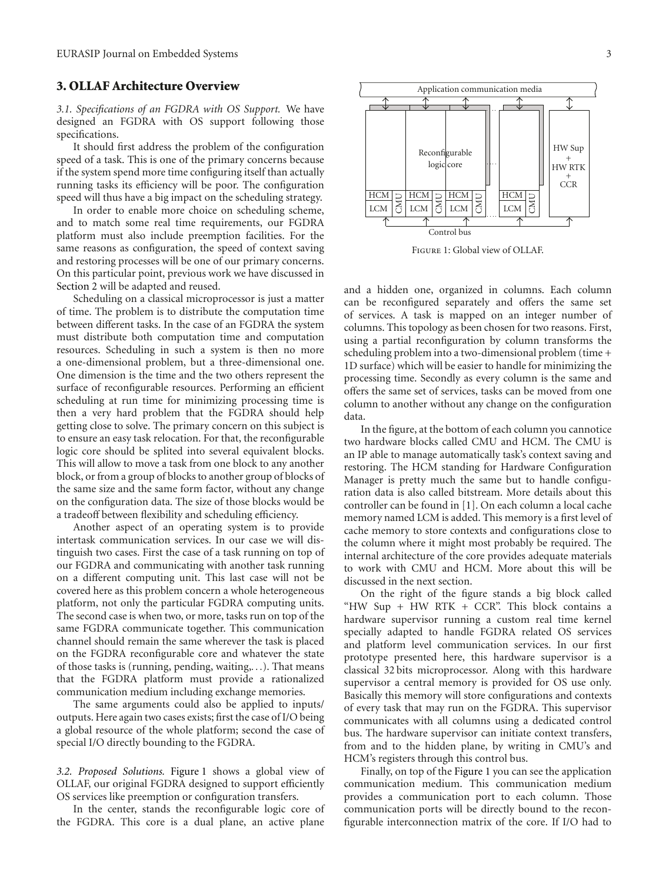## 3. OLLAF Architecture Overview

*3.1. Specifications of an FGDRA with OS Support.* We have designed an FGDRA with OS support following those specifications.

It should first address the problem of the configuration speed of a task. This is one of the primary concerns because if the system spend more time configuring itself than actually running tasks its efficiency will be poor. The configuration speed will thus have a big impact on the scheduling strategy.

In order to enable more choice on scheduling scheme, and to match some real time requirements, our FGDRA platform must also include preemption facilities. For the same reasons as configuration, the speed of context saving and restoring processes will be one of our primary concerns. On this particular point, previous work we have discussed in Section 2 will be adapted and reused.

Scheduling on a classical microprocessor is just a matter of time. The problem is to distribute the computation time between different tasks. In the case of an FGDRA the system must distribute both computation time and computation resources. Scheduling in such a system is then no more a one-dimensional problem, but a three-dimensional one. One dimension is the time and the two others represent the surface of reconfigurable resources. Performing an efficient scheduling at run time for minimizing processing time is then a very hard problem that the FGDRA should help getting close to solve. The primary concern on this subject is to ensure an easy task relocation. For that, the reconfigurable logic core should be splited into several equivalent blocks. This will allow to move a task from one block to any another block, or from a group of blocks to another group of blocks of the same size and the same form factor, without any change on the configuration data. The size of those blocks would be a tradeoff between flexibility and scheduling efficiency.

Another aspect of an operating system is to provide intertask communication services. In our case we will distinguish two cases. First the case of a task running on top of our FGDRA and communicating with another task running on a different computing unit. This last case will not be covered here as this problem concern a whole heterogeneous platform, not only the particular FGDRA computing units. The second case is when two, or more, tasks run on top of the same FGDRA communicate together. This communication channel should remain the same wherever the task is placed on the FGDRA reconfigurable core and whatever the state of those tasks is (running, pending, waiting,...). That means that the FGDRA platform must provide a rationalized communication medium including exchange memories.

The same arguments could also be applied to inputs/outputs. Here again two cases exists; first the case of I/O being a global resource of the whole platform; second the case of special I/O directly bounding to the FGDRA.

*3.2. Proposed Solutions.* Figure 1 shows a global view of OLLAF, our original FGDRA designed to support efficiently OS services like preemption or configuration transfers.

In the center, stands the reconfigurable logic core of the FGDRA. This core is a dual plane, an active plane and a hidden one, organized in columns. Each column can be reconfigured separately and offers the same set of services. A task is mapped on an integer number of columns. This topology as been chosen for two reasons. First, using a partial reconfiguration by column transforms the scheduling problem into a two-dimensional problem (time + 1D surface) which will be easier to handle for minimizing the processing time. Secondly as every column is the same and offers the same set of services, tasks can be moved from one column to another without any change on the configuration data.

Figure 1: Global view of OLLAF.

In the figure, at the bottom of each column you cannotice two hardware blocks called CMU and HCM. The CMU is an IP able to manage automatically task's context saving and restoring. The HCM standing for Hardware Configuration Manager is pretty much the same but to handle configuration data is also called bitstream. More details about this controller can be found in [1]. On each column a local cache memory named LCM is added. This memory is a first level of cache memory to store contexts and configurations close to the column where it might most probably be required. The internal architecture of the core provides adequate materials to work with CMU and HCM. More about this will be discussed in the next section.

On the right of the figure stands a big block called "HW Sup + HW RTK + CCR". This block contains a hardware supervisor running a custom real time kernel specially adapted to handle FGDRA related OS services and platform level communication services. In our first prototype presented here, this hardware supervisor is a classical 32 bits microprocessor. Along with this hardware supervisor a central memory is provided for OS use only. Basically this memory will store configurations and contexts of every task that may run on the FGDRA. This supervisor communicates with all columns using a dedicated control bus. The hardware supervisor can initiate context transfers, from and to the hidden plane, by writing in CMU's and HCM's registers through this control bus.

Finally, on top of the Figure 1 you can see the application communication medium. This communication medium provides a communication port to each column. Those communication ports will be directly bound to the reconfigurable interconnection matrix of the core. If I/O had to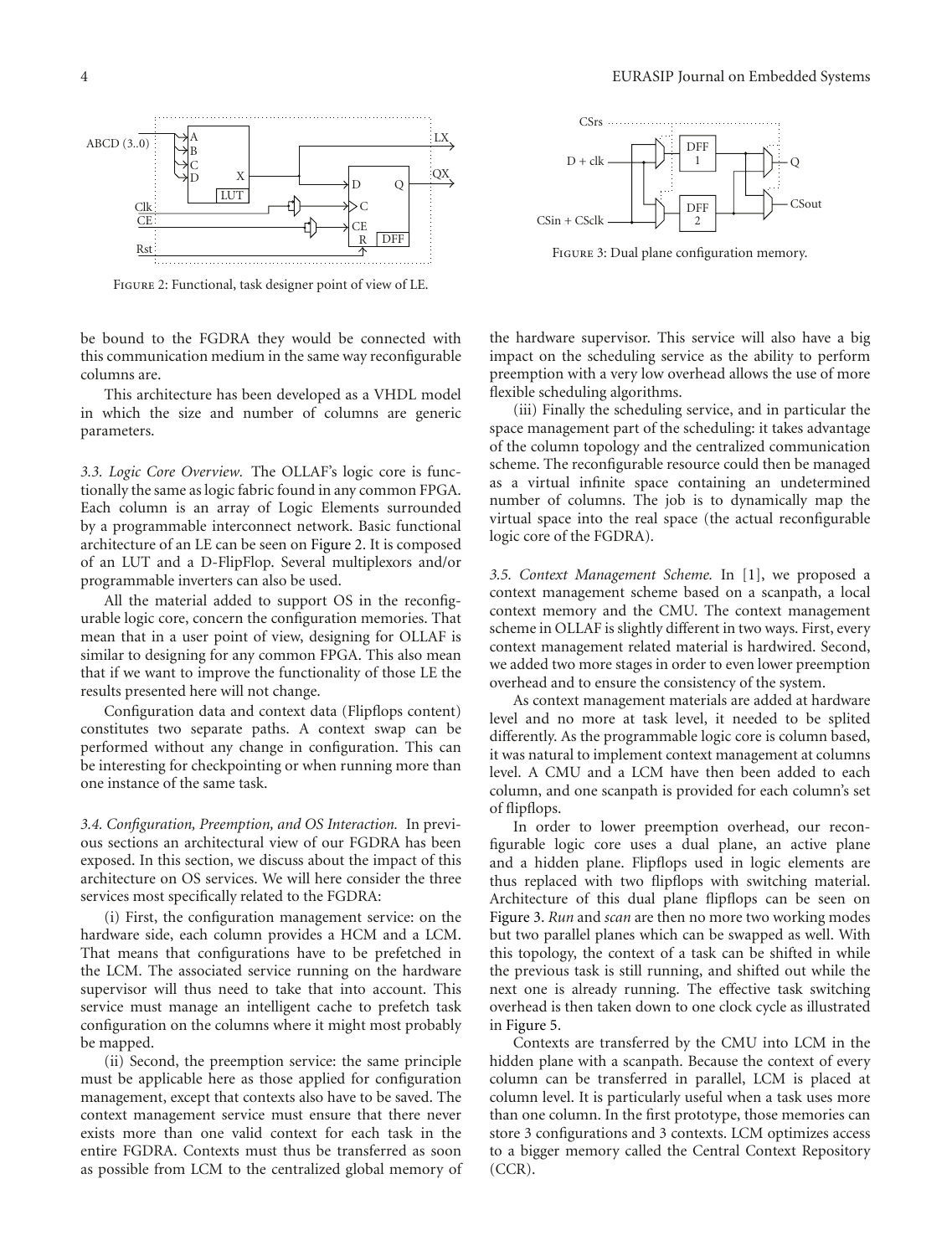Figure 2: Functional, task designer point of view of LE.

Figure 3: Dual plane configuration memory.

be bound to the FGDRA they would be connected with this communication medium in the same way reconfigurable columns are.

This architecture has been developed as a VHDL model in which the size and number of columns are generic parameters.

*3.3. Logic Core Overview.* The OLLAF's logic core is functionally the same as logic fabric found in any common FPGA. Each column is an array of Logic Elements surrounded by a programmable interconnect network. Basic functional architecture of an LE can be seen on Figure 2. It is composed of an LUT and a D-FlipFlop. Several multiplexors and/or programmable inverters can also be used.

All the material added to support OS in the reconfigurable logic core, concern the configuration memories. That mean that in a user point of view, designing for OLLAF is similar to designing for any common FPGA. This also mean that if we want to improve the functionality of those LE the results presented here will not change.

Configuration data and context data (Flipflops content) constitutes two separate paths. A context swap can be performed without any change in configuration. This can be interesting for checkpointing or when running more than one instance of the same task.

*3.4. Configuration, Preemption, and OS Interaction.* In previous sections an architectural view of our FGDRA has been exposed. In this section, we discuss about the impact of this architecture on OS services. We will here consider the three services most specifically related to the FGDRA:

(i) First, the configuration management service: on the hardware side, each column provides a HCM and a LCM. That means that configurations have to be prefetched in the LCM. The associated service running on the hardware supervisor will thus need to take that into account. This service must manage an intelligent cache to prefetch task configuration on the columns where it might most probably be mapped.

(ii) Second, the preemption service: the same principle must be applicable here as those applied for configuration management, except that contexts also have to be saved. The context management service must ensure that there never exists more than one valid context for each task in the entire FGDRA. Contexts must thus be transferred as soon as possible from LCM to the centralized global memory of the hardware supervisor. This service will also have a big impact on the scheduling service as the ability to perform preemption with a very low overhead allows the use of more flexible scheduling algorithms.

(iii) Finally the scheduling service, and in particular the space management part of the scheduling: it takes advantage of the column topology and the centralized communication scheme. The reconfigurable resource could then be managed as a virtual infinite space containing an undetermined number of columns. The job is to dynamically map the virtual space into the real space (the actual reconfigurable logic core of the FGDRA).

*3.5. Context Management Scheme.* In [1], we proposed a context management scheme based on a scanpath, a local context memory and the CMU. The context management scheme in OLLAF is slightly different in two ways. First, every context management related material is hardwired. Second, we added two more stages in order to even lower preemption overhead and to ensure the consistency of the system.

As context management materials are added at hardware level and no more at task level, it needed to be splited differently. As the programmable logic core is column based, it was natural to implement context management at columns level. A CMU and a LCM have then been added to each column, and one scanpath is provided for each column's set of flipflops.

In order to lower preemption overhead, our reconfigurable logic core uses a dual plane, an active plane and a hidden plane. Flipflops used in logic elements are thus replaced with two flipflops with switching material. Architecture of this dual plane flipflops can be seen on Figure 3. *Run* and *scan* are then no more two working modes but two parallel planes which can be swapped as well. With this topology, the context of a task can be shifted in while the previous task is still running, and shifted out while the next one is already running. The effective task switching overhead is then taken down to one clock cycle as illustrated in Figure 5.

Contexts are transferred by the CMU into LCM in the hidden plane with a scanpath. Because the context of every column can be transferred in parallel, LCM is placed at column level. It is particularly useful when a task uses more than one column. In the first prototype, those memories can store 3 configurations and 3 contexts. LCM optimizes access to a bigger memory called the Central Context Repository (CCR).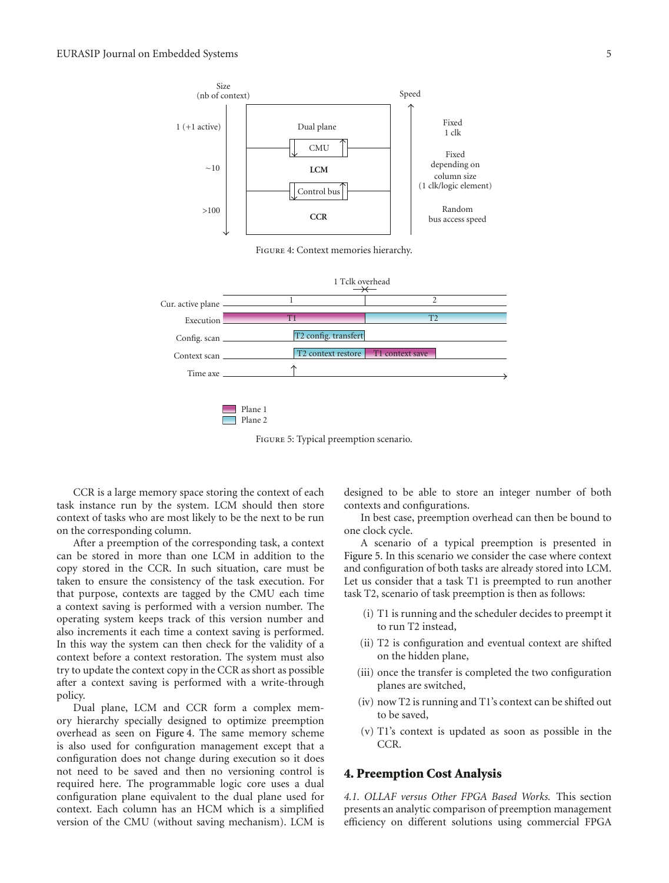Figure 4: Context memories hierarchy.

Figure 5: Typical preemption scenario.

CCR is a large memory space storing the context of each task instance run by the system. LCM should then store context of tasks who are most likely to be the next to be run on the corresponding column.

After a preemption of the corresponding task, a context can be stored in more than one LCM in addition to the copy stored in the CCR. In such situation, care must be taken to ensure the consistency of the task execution. For that purpose, contexts are tagged by the CMU each time a context saving is performed with a version number. The operating system keeps track of this version number and also increments it each time a context saving is performed. In this way the system can then check for the validity of a context before a context restoration. The system must also try to update the context copy in the CCR as short as possible after a context saving is performed with a write-through policy.

Dual plane, LCM and CCR form a complex memory hierarchy specially designed to optimize preemption overhead as seen on Figure 4. The same memory scheme is also used for configuration management except that a configuration does not change during execution so it does not need to be saved and then no versioning control is required here. The programmable logic core uses a dual configuration plane equivalent to the dual plane used for context. Each column has an HCM which is a simplified version of the CMU (without saving mechanism). LCM is designed to be able to store an integer number of both contexts and configurations.

In best case, preemption overhead can then be bound to one clock cycle.

A scenario of a typical preemption is presented in Figure 5. In this scenario we consider the case where context and configuration of both tasks are already stored into LCM. Let us consider that a task T1 is preempted to run another task T2, scenario of task preemption is then as follows:

(i) T1 is running and the scheduler decides to preempt it to run T2 instead,

(ii) T2 is configuration and eventual context are shifted on the hidden plane,

(iii) once the transfer is completed the two configuration planes are switched,

(iv) now T2 is running and T1's context can be shifted out to be saved,

(v) T1's context is updated as soon as possible in the CCR.

## 4. Preemption Cost Analysis

*4.1. OLLAF versus Other FPGA Based Works.* This section presents an analytic comparison of preemption management efficiency on different solutions using commercial FPGA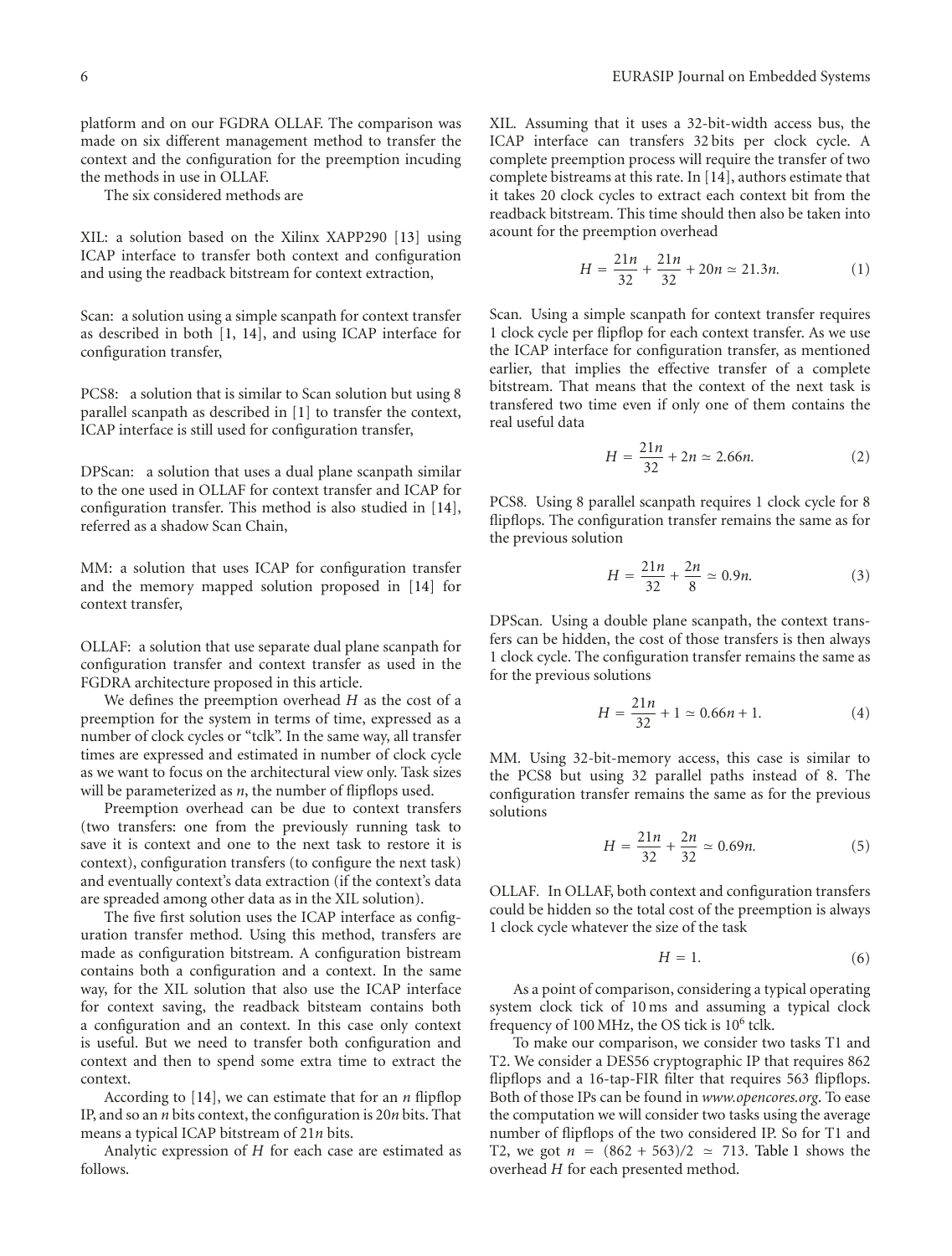platform and on our FGDRA OLLAF. The comparison was made on six different management method to transfer the context and the configuration for the preemption incuding the methods in use in OLLAF.

The six considered methods are

XIL: a solution based on the Xilinx XAPP290 [13] using ICAP interface to transfer both context and configuration and using the readback bitstream for context extraction,

Scan: a solution using a simple scanpath for context transfer as described in both [1, 14], and using ICAP interface for configuration transfer,

PCS8: a solution that is similar to Scan solution but using 8 parallel scanpath as described in [1] to transfer the context, ICAP interface is still used for configuration transfer,

DPScan: a solution that uses a dual plane scanpath similar to the one used in OLLAF for context transfer and ICAP for configuration transfer. This method is also studied in [14], referred as a shadow Scan Chain,

MM: a solution that uses ICAP for configuration transfer and the memory mapped solution proposed in [14] for context transfer,

OLLAF: a solution that use separate dual plane scanpath for configuration transfer and context transfer as used in the FGDRA architecture proposed in this article.

We defines the preemption overhead $H$ as the cost of a preemption for the system in terms of time, expressed as a number of clock cycles or "tclk". In the same way, all transfer times are expressed and estimated in number of clock cycle as we want to focus on the architectural view only. Task sizes will be parameterized as $n$, the number of flipflops used.

Preemption overhead can be due to context transfers (two transfers: one from the previously running task to save it is context and one to the next task to restore it is context), configuration transfers (to configure the next task) and eventually context's data extraction (if the context's data are spreaded among other data as in the XIL solution).

The five first solution uses the ICAP interface as configuration transfer method. Using this method, transfers are made as configuration bitstream. A configuration bistream contains both a configuration and a context. In the same way, for the XIL solution that also use the ICAP interface for context saving, the readback bitsteam contains both a configuration and an context. In this case only context is useful. But we need to transfer both configuration and context and then to spend some extra time to extract the context.

According to [14], we can estimate that for an $n$ flipflop IP, and so an $n$ bits context, the configuration is $20n$ bits. That means a typical ICAP bitstream of $21n$ bits.

Analytic expression of $H$ for each case are estimated as follows.

XIL. Assuming that it uses a 32-bit-width access bus, the ICAP interface can transfers 32 bits per clock cycle. A complete preemption process will require the transfer of two complete bistreams at this rate. In [14], authors estimate that it takes 20 clock cycles to extract each context bit from the readback bitstream. This time should then also be taken into acount for the preemption overhead

$$H = \frac{21n}{32} + \frac{21n}{32} + 20n \simeq 21.3n. \quad (1)$$

Scan. Using a simple scanpath for context transfer requires 1 clock cycle per flipflop for each context transfer. As we use the ICAP interface for configuration transfer, as mentioned earlier, that implies the effective transfer of a complete bitstream. That means that the context of the next task is transfered two time even if only one of them contains the real useful data

$$H = \frac{21n}{32} + 2n \simeq 2.66n. \quad (2)$$

PCS8. Using 8 parallel scanpath requires 1 clock cycle for 8 flipflops. The configuration transfer remains the same as for the previous solution

$$H = \frac{21n}{32} + \frac{2n}{8} \simeq 0.9n. \quad (3)$$

DPScan. Using a double plane scanpath, the context transfers can be hidden, the cost of those transfers is then always 1 clock cycle. The configuration transfer remains the same as for the previous solutions

$$H = \frac{21n}{32} + 1 \simeq 0.66n + 1. \quad (4)$$

MM. Using 32-bit-memory access, this case is similar to the PCS8 but using 32 parallel paths instead of 8. The configuration transfer remains the same as for the previous solutions

$$H = \frac{21n}{32} + \frac{2n}{32} \simeq 0.69n. \quad (5)$$

OLLAF. In OLLAF, both context and configuration transfers could be hidden so the total cost of the preemption is always 1 clock cycle whatever the size of the task

$$H = 1. \quad (6)$$

As a point of comparison, considering a typical operating system clock tick of 10 ms and assuming a typical clock frequency of 100 MHz, the OS tick is $10^6$ tclk.

To make our comparison, we consider two tasks T1 and T2. We consider a DES56 cryptographic IP that requires 862 flipflops and a 16-tap-FIR filter that requires 563 flipflops. Both of those IPs can be found in *www.opencores.org*. To ease the computation we will consider two tasks using the average number of flipflops of the two considered IP. So for T1 and T2, we got $n = (862 + 563)/2 \simeq 713$. Table 1 shows the overhead $H$ for each presented method.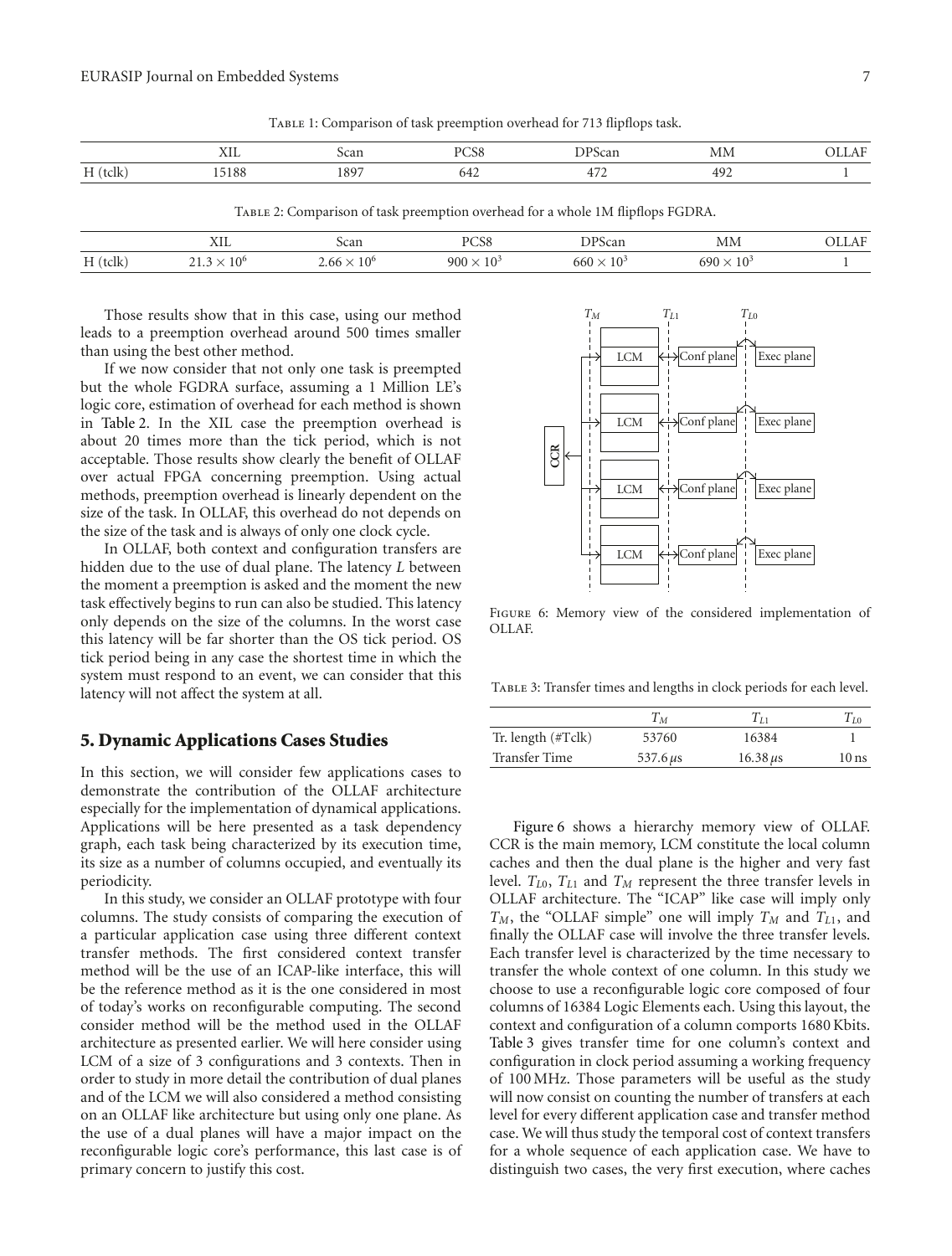Table 1: Comparison of task preemption overhead for 713 flipflops task.

| | XIL | Scan | PCS8 | DPScan | MM | OLLAF |
|---|---|---|---|---|---|---|
| H (tclk) | 15188 | 1897 | 642 | 472 | 492 | 1 |

Table 2: Comparison of task preemption overhead for a whole 1M flipflops FGDRA.

| | XIL | Scan | PCS8 | DPScan | MM | OLLAF |
|---|---|---|---|---|---|---|
| H (tclk) | $21.3 \times 10^6$ | $2.66 \times 10^6$ | $900 \times 10^3$ | $660 \times 10^3$ | $690 \times 10^3$ | 1 |

Those results show that in this case, using our method leads to a preemption overhead around 500 times smaller than using the best other method.

If we now consider that not only one task is preempted but the whole FGDRA surface, assuming a 1 Million LE's logic core, estimation of overhead for each method is shown in Table 2. In the XIL case the preemption overhead is about 20 times more than the tick period, which is not acceptable. Those results show clearly the benefit of OLLAF over actual FPGA concerning preemption. Using actual methods, preemption overhead is linearly dependent on the size of the task. In OLLAF, this overhead do not depends on the size of the task and is always of only one clock cycle.

In OLLAF, both context and configuration transfers are hidden due to the use of dual plane. The latency $L$ between the moment a preemption is asked and the moment the new task effectively begins to run can also be studied. This latency only depends on the size of the columns. In the worst case this latency will be far shorter than the OS tick period. OS tick period being in any case the shortest time in which the system must respond to an event, we can consider that this latency will not affect the system at all.

## 5. Dynamic Applications Cases Studies

In this section, we will consider few applications cases to demonstrate the contribution of the OLLAF architecture especially for the implementation of dynamical applications. Applications will be here presented as a task dependency graph, each task being characterized by its execution time, its size as a number of columns occupied, and eventually its periodicity.

In this study, we consider an OLLAF prototype with four columns. The study consists of comparing the execution of a particular application case using three different context transfer methods. The first considered context transfer method will be the use of an ICAP-like interface, this will be the reference method as it is the one considered in most of today's works on reconfigurable computing. The second consider method will be the method used in the OLLAF architecture as presented earlier. We will here consider using LCM of a size of 3 configurations and 3 contexts. Then in order to study in more detail the contribution of dual planes and of the LCM we will also considered a method consisting on an OLLAF like architecture but using only one plane. As the use of a dual planes will have a major impact on the reconfigurable logic core's performance, this last case is of primary concern to justify this cost.

Figure 6: Memory view of the considered implementation of OLLAF.

Table 3: Transfer times and lengths in clock periods for each level.

| | $T_M$ | $T_{L1}$ | $T_{L0}$ |
|---|---|---|---|
| Tr. length (#Tclk) | 53760 | 16384 | 1 |
| Transfer Time | 537.6 $\mu$s | 16.38 $\mu$s | 10 ns |

Figure 6 shows a hierarchy memory view of OLLAF. CCR is the main memory, LCM constitute the local column caches and then the dual plane is the higher and very fast level. $T_{L0}$, $T_{L1}$ and $T_M$ represent the three transfer levels in OLLAF architecture. The "ICAP" like case will imply only $T_M$, the "OLLAF simple" one will imply $T_M$ and $T_{L1}$, and finally the OLLAF case will involve the three transfer levels. Each transfer level is characterized by the time necessary to transfer the whole context of one column. In this study we choose to use a reconfigurable logic core composed of four columns of 16384 Logic Elements each. Using this layout, the context and configuration of a column comports 1680 Kbits. Table 3 gives transfer time for one column's context and configuration in clock period assuming a working frequency of 100 MHz. Those parameters will be useful as the study will now consist on counting the number of transfers at each level for every different application case and transfer method case. We will thus study the temporal cost of context transfers for a whole sequence of each application case. We have to distinguish two cases, the very first execution, where caches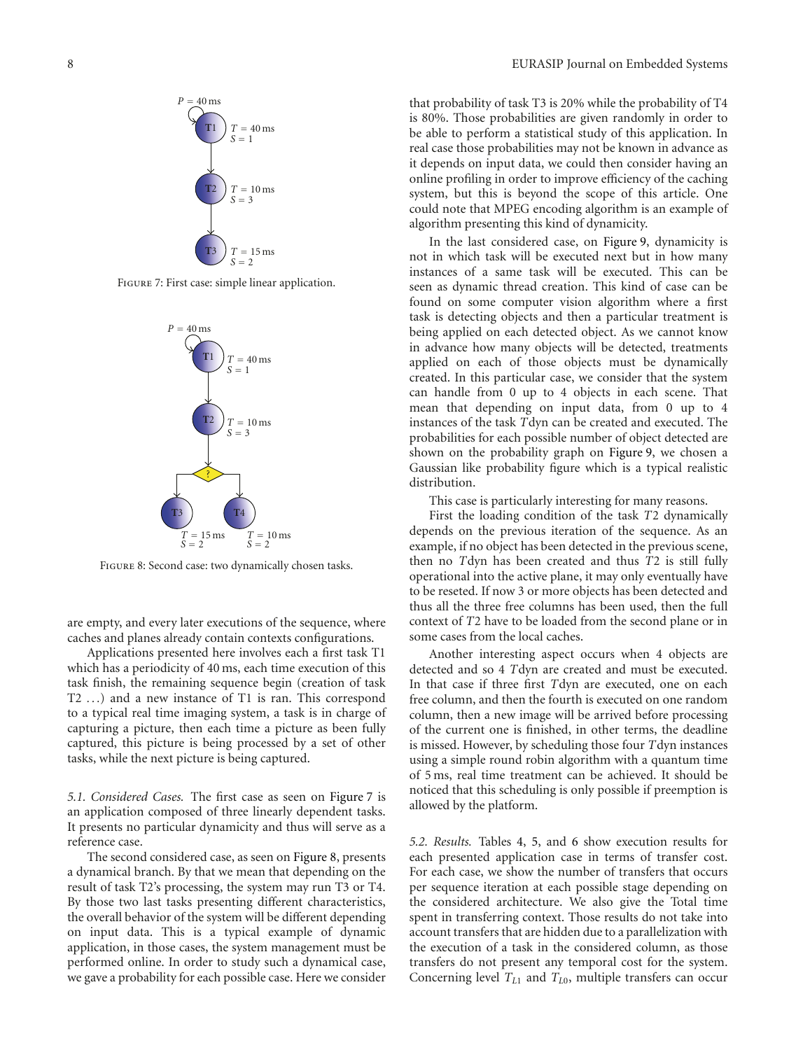FIGURE 7: First case: simple linear application.

FIGURE 8: Second case: two dynamically chosen tasks.

are empty, and every later executions of the sequence, where caches and planes already contain contexts configurations.

Applications presented here involves each a first task T1 which has a periodicity of 40 ms, each time execution of this task finish, the remaining sequence begin (creation of task T2 ...) and a new instance of T1 is ran. This correspond to a typical real time imaging system, a task is in charge of capturing a picture, then each time a picture as been fully captured, this picture is being processed by a set of other tasks, while the next picture is being captured.

*5.1. Considered Cases.* The first case as seen on Figure 7 is an application composed of three linearly dependent tasks. It presents no particular dynamicity and thus will serve as a reference case.

The second considered case, as seen on Figure 8, presents a dynamical branch. By that we mean that depending on the result of task T2's processing, the system may run T3 or T4. By those two last tasks presenting different characteristics, the overall behavior of the system will be different depending on input data. This is a typical example of dynamic application, in those cases, the system management must be performed online. In order to study such a dynamical case, we gave a probability for each possible case. Here we consider that probability of task T3 is 20% while the probability of T4 is 80%. Those probabilities are given randomly in order to be able to perform a statistical study of this application. In real case those probabilities may not be known in advance as it depends on input data, we could then consider having an online profiling in order to improve efficiency of the caching system, but this is beyond the scope of this article. One could note that MPEG encoding algorithm is an example of algorithm presenting this kind of dynamicity.

In the last considered case, on Figure 9, dynamicity is not in which task will be executed next but in how many instances of a same task will be executed. This can be seen as dynamic thread creation. This kind of case can be found on some computer vision algorithm where a first task is detecting objects and then a particular treatment is being applied on each detected object. As we cannot know in advance how many objects will be detected, treatments applied on each of those objects must be dynamically created. In this particular case, we consider that the system can handle from 0 up to 4 objects in each scene. That mean that depending on input data, from 0 up to 4 instances of the task *T*dyn can be created and executed. The probabilities for each possible number of object detected are shown on the probability graph on Figure 9, we chosen a Gaussian like probability figure which is a typical realistic distribution.

This case is particularly interesting for many reasons.

First the loading condition of the task *T*2 dynamically depends on the previous iteration of the sequence. As an example, if no object has been detected in the previous scene, then no *T*dyn has been created and thus *T*2 is still fully operational into the active plane, it may only eventually have to be reseted. If now 3 or more objects has been detected and thus all the three free columns has been used, then the full context of *T*2 have to be loaded from the second plane or in some cases from the local caches.

Another interesting aspect occurs when 4 objects are detected and so 4 *T*dyn are created and must be executed. In that case if three first *T*dyn are executed, one on each free column, and then the fourth is executed on one random column, then a new image will be arrived before processing of the current one is finished, in other terms, the deadline is missed. However, by scheduling those four *T*dyn instances using a simple round robin algorithm with a quantum time of 5 ms, real time treatment can be achieved. It should be noticed that this scheduling is only possible if preemption is allowed by the platform.

*5.2. Results.* Tables 4, 5, and 6 show execution results for each presented application case in terms of transfer cost. For each case, we show the number of transfers that occurs per sequence iteration at each possible stage depending on the considered architecture. We also give the Total time spent in transferring context. Those results do not take into account transfers that are hidden due to a parallelization with the execution of a task in the considered column, as those transfers do not present any temporal cost for the system. Concerning level $T_{L1}$ and $T_{L0}$, multiple transfers can occur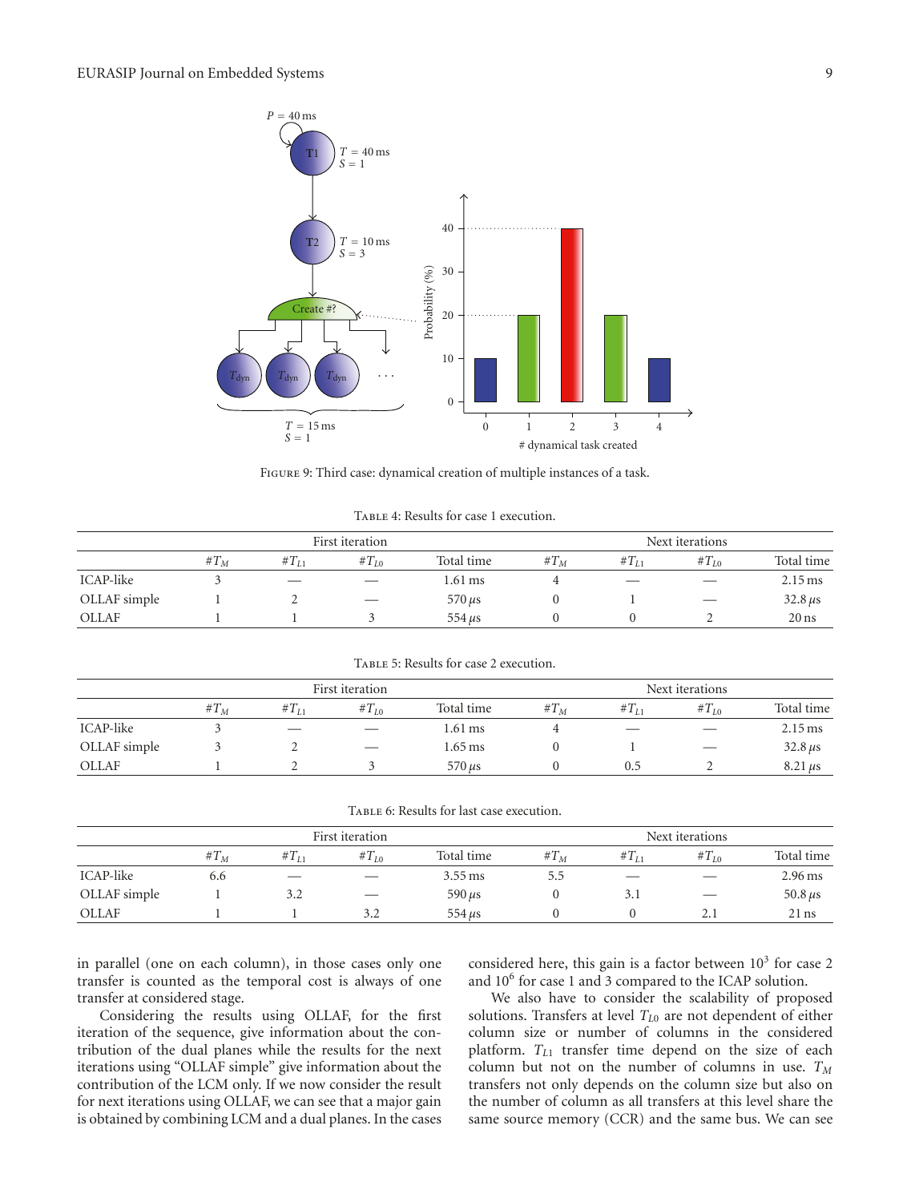Figure 9: Third case: dynamical creation of multiple instances of a task.

Table 4: Results for case 1 execution.

| | First iteration | | | | Next iterations | | | |
|---|---|---|---|---|---|---|---|---|
| | $\#T_M$ | $\#T_{L1}$ | $\#T_{L0}$ | Total time | $\#T_M$ | $\#T_{L1}$ | $\#T_{L0}$ | Total time |
| ICAP-like | 3 | — | — | 1.61 ms | 4 | — | — | 2.15 ms |
| OLLAF simple | 1 | 2 | — | 570 $\mu$s | 0 | 1 | — | 32.8 $\mu$s |
| OLLAF | 1 | 1 | 3 | 554 $\mu$s | 0 | 0 | 2 | 20 ns |

Table 5: Results for case 2 execution.

| | First iteration | | | | Next iterations | | | |
|---|---|---|---|---|---|---|---|---|
| | $\#T_M$ | $\#T_{L1}$ | $\#T_{L0}$ | Total time | $\#T_M$ | $\#T_{L1}$ | $\#T_{L0}$ | Total time |
| ICAP-like | 3 | — | — | 1.61 ms | 4 | — | — | 2.15 ms |
| OLLAF simple | 3 | 2 | — | 1.65 ms | 0 | 1 | — | 32.8 $\mu$s |
| OLLAF | 1 | 2 | 3 | 570 $\mu$s | 0 | 0.5 | 2 | 8.21 $\mu$s |

Table 6: Results for last case execution.

| | First iteration | | | | Next iterations | | | |
|---|---|---|---|---|---|---|---|---|
| | $\#T_M$ | $\#T_{L1}$ | $\#T_{L0}$ | Total time | $\#T_M$ | $\#T_{L1}$ | $\#T_{L0}$ | Total time |
| ICAP-like | 6.6 | — | — | 3.55 ms | 5.5 | — | — | 2.96 ms |
| OLLAF simple | 1 | 3.2 | — | 590 $\mu$s | 0 | 3.1 | — | 50.8 $\mu$s |
| OLLAF | 1 | 1 | 3.2 | 554 $\mu$s | 0 | 0 | 2.1 | 21 ns |

in parallel (one on each column), in those cases only one transfer is counted as the temporal cost is always of one transfer at considered stage.

Considering the results using OLLAF, for the first iteration of the sequence, give information about the contribution of the dual planes while the results for the next iterations using "OLLAF simple" give information about the contribution of the LCM only. If we now consider the result for next iterations using OLLAF, we can see that a major gain is obtained by combining LCM and a dual planes. In the cases considered here, this gain is a factor between $10^3$ for case 2 and $10^6$ for case 1 and 3 compared to the ICAP solution.

We also have to consider the scalability of proposed solutions. Transfers at level $T_{L0}$ are not dependent of either column size or number of columns in the considered platform. $T_{L1}$ transfer time depend on the size of each column but not on the number of columns in use. $T_M$ transfers not only depends on the column size but also on the number of column as all transfers at this level share the same source memory (CCR) and the same bus. We can see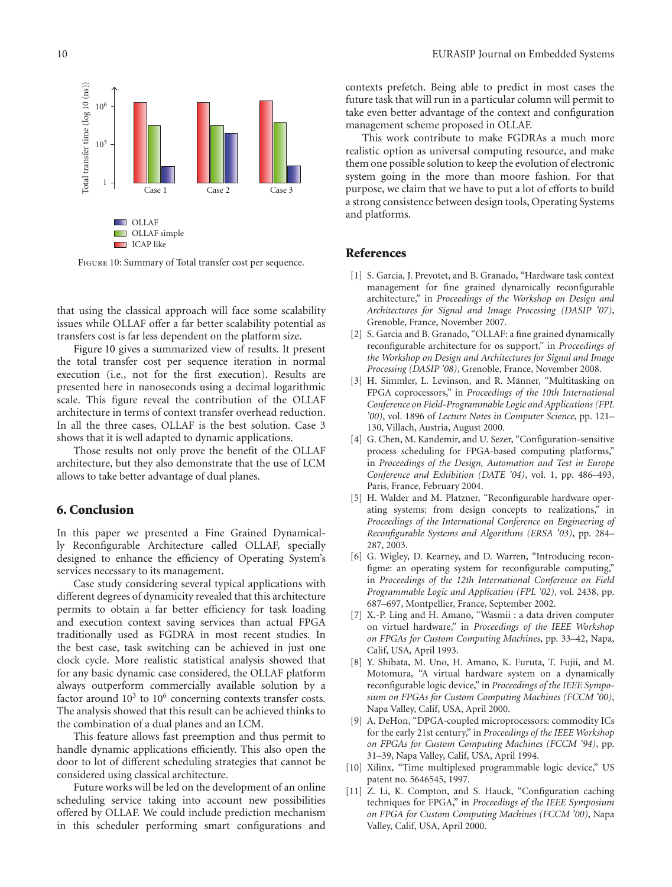Figure 10: Summary of Total transfer cost per sequence.

that using the classical approach will face some scalability issues while OLLAF offer a far better scalability potential as transfers cost is far less dependent on the platform size.

Figure 10 gives a summarized view of results. It present the total transfer cost per sequence iteration in normal execution (i.e., not for the first execution). Results are presented here in nanoseconds using a decimal logarithmic scale. This figure reveal the contribution of the OLLAF architecture in terms of context transfer overhead reduction. In all the three cases, OLLAF is the best solution. Case 3 shows that it is well adapted to dynamic applications.

Those results not only prove the benefit of the OLLAF architecture, but they also demonstrate that the use of LCM allows to take better advantage of dual planes.

## 6. Conclusion

In this paper we presented a Fine Grained Dynamically Reconfigurable Architecture called OLLAF, specially designed to enhance the efficiency of Operating System's services necessary to its management.

Case study considering several typical applications with different degrees of dynamicity revealed that this architecture permits to obtain a far better efficiency for task loading and execution context saving services than actual FPGA traditionally used as FGDRA in most recent studies. In the best case, task switching can be achieved in just one clock cycle. More realistic statistical analysis showed that for any basic dynamic case considered, the OLLAF platform always outperform commercially available solution by a factor around $10^3$ to $10^6$ concerning contexts transfer costs. The analysis showed that this result can be achieved thinks to the combination of a dual planes and an LCM.

This feature allows fast preemption and thus permit to handle dynamic applications efficiently. This also open the door to lot of different scheduling strategies that cannot be considered using classical architecture.

Future works will be led on the development of an online scheduling service taking into account new possibilities offered by OLLAF. We could include prediction mechanism in this scheduler performing smart configurations and contexts prefetch. Being able to predict in most cases the future task that will run in a particular column will permit to take even better advantage of the context and configuration management scheme proposed in OLLAF.

This work contribute to make FGDRAs a much more realistic option as universal computing resource, and make them one possible solution to keep the evolution of electronic system going in the more than moore fashion. For that purpose, we claim that we have to put a lot of efforts to build a strong consistence between design tools, Operating Systems and platforms.

## References

[1] S. Garcia, J. Prevotet, and B. Granado, "Hardware task context management for fine grained dynamically reconfigurable architecture," in *Proceedings of the Workshop on Design and Architectures for Signal and Image Processing (DASIP '07)*, Grenoble, France, November 2007.

[2] S. Garcia and B. Granado, "OLLAF: a fine grained dynamically reconfigurable architecture for os support," in *Proceedings of the Workshop on Design and Architectures for Signal and Image Processing (DASIP '08)*, Grenoble, France, November 2008.

[3] H. Simmler, L. Levinson, and R. Männer, "Multitasking on FPGA coprocessors," in *Proceedings of the 10th International Conference on Field-Programmable Logic and Applications (FPL '00)*, vol. 1896 of *Lecture Notes in Computer Science*, pp. 121–130, Villach, Austria, August 2000.

[4] G. Chen, M. Kandemir, and U. Sezer, "Configuration-sensitive process scheduling for FPGA-based computing platforms," in *Proceedings of the Design, Automation and Test in Europe Conference and Exhibition (DATE '04)*, vol. 1, pp. 486–493, Paris, France, February 2004.

[5] H. Walder and M. Platzner, "Reconfigurable hardware operating systems: from design concepts to realizations," in *Proceedings of the International Conference on Engineering of Reconfigurable Systems and Algorithms (ERSA '03)*, pp. 284–287, 2003.

[6] G. Wigley, D. Kearney, and D. Warren, "Introducing reconfigme: an operating system for reconfigurable computing," in *Proceedings of the 12th International Conference on Field Programmable Logic and Application (FPL '02)*, vol. 2438, pp. 687–697, Montpellier, France, September 2002.

[7] X.-P. Ling and H. Amano, "Wasmii : a data driven computer on virtuel hardware," in *Proceedings of the IEEE Workshop on FPGAs for Custom Computing Machines*, pp. 33–42, Napa, Calif, USA, April 1993.

[8] Y. Shibata, M. Uno, H. Amano, K. Furuta, T. Fujii, and M. Motomura, "A virtual hardware system on a dynamically reconfigurable logic device," in *Proceedings of the IEEE Symposium on FPGAs for Custom Computing Machines (FCCM '00)*, Napa Valley, Calif, USA, April 2000.

[9] A. DeHon, "DPGA-coupled microprocessors: commodity ICs for the early 21st century," in *Proceedings of the IEEE Workshop on FPGAs for Custom Computing Machines (FCCM '94)*, pp. 31–39, Napa Valley, Calif, USA, April 1994.

[10] Xilinx, "Time multiplexed programmable logic device," US patent no. 5646545, 1997.

[11] Z. Li, K. Compton, and S. Hauck, "Configuration caching techniques for FPGA," in *Proceedings of the IEEE Symposium on FPGA for Custom Computing Machines (FCCM '00)*, Napa Valley, Calif, USA, April 2000.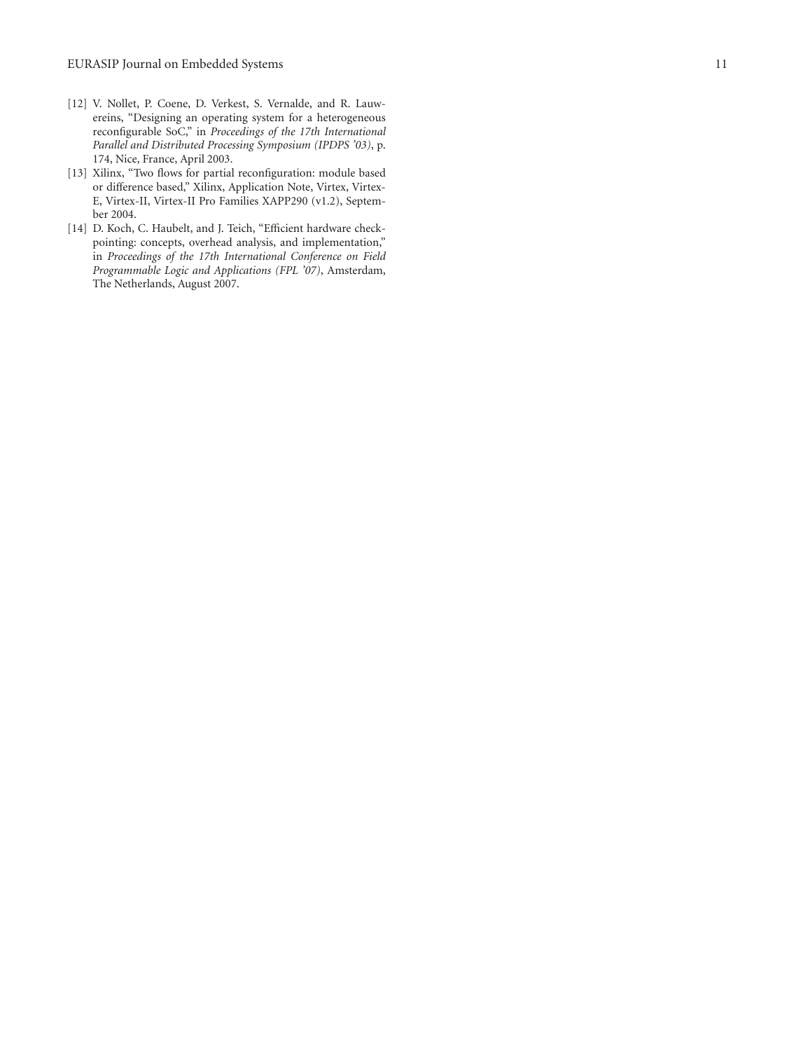[12] V. Nollet, P. Coene, D. Verkest, S. Vernalde, and R. Lauwereins, "Designing an operating system for a heterogeneous reconfigurable SoC," in *Proceedings of the 17th International Parallel and Distributed Processing Symposium (IPDPS '03)*, p. 174, Nice, France, April 2003.

[13] Xilinx, "Two flows for partial reconfiguration: module based or difference based," Xilinx, Application Note, Virtex, Virtex-E, Virtex-II, Virtex-II Pro Families XAPP290 (v1.2), September 2004.

[14] D. Koch, C. Haubelt, and J. Teich, "Efficient hardware checkpointing: concepts, overhead analysis, and implementation," in *Proceedings of the 17th International Conference on Field Programmable Logic and Applications (FPL '07)*, Amsterdam, The Netherlands, August 2007.